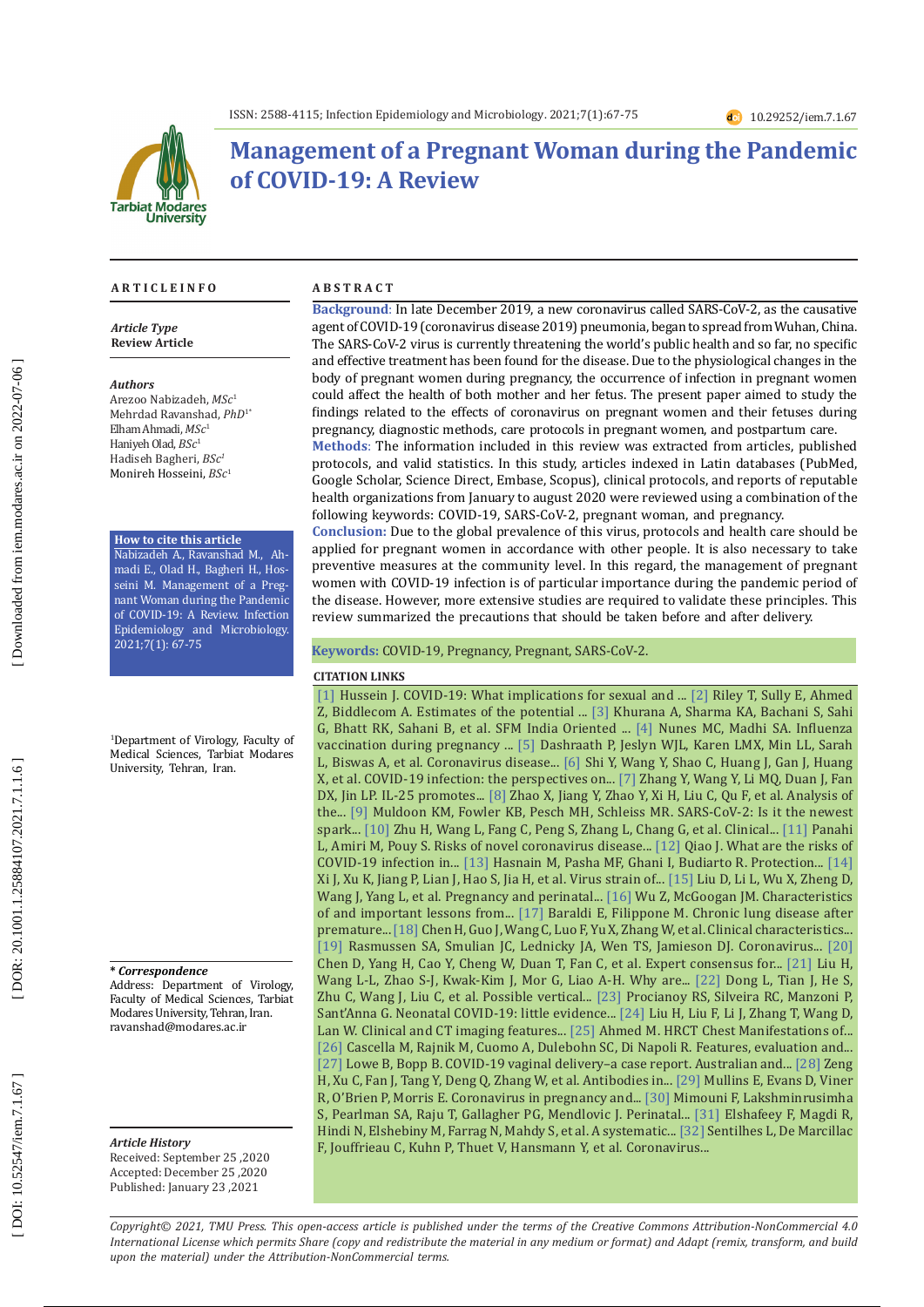# Management of a Pregnant Woman during the Pandemic of COVID-19: A Review

## ARTICLE INFO

*Article Type*
**Review Article**

*Authors*
Arezoo Nabizadeh, *MSc*[1]
Mehrdad Ravanshad, *PhD*[1*]
Elham Ahmadi, *MSc*[1]
Haniyeh Olad, *BSc*[1]
Hadiseh Bagheri, *BSc*[1]
Monireh Hosseini, *BSc*[1]

**How to cite this article**
Nabizadeh A., Ravanshad M., Ahmadi E., Olad H., Bagheri H., Hosseini M. Management of a Pregnant Woman during the Pandemic of COVID-19: A Review. Infection Epidemiology and Microbiology. 2021;7(1): 67-75

[1]Department of Virology, Faculty of Medical Sciences, Tarbiat Modares University, Tehran, Iran.

*** Correspondence**
Address: Department of Virology, Faculty of Medical Sciences, Tarbiat Modares University, Tehran, Iran.
ravanshad@modares.ac.ir

*Article History*
Received: September 25 ,2020
Accepted: December 25 ,2020
Published: January 23 ,2021

## ABSTRACT

**Background:** In late December 2019, a new coronavirus called SARS-CoV-2, as the causative agent of COVID-19 (coronavirus disease 2019) pneumonia, began to spread from Wuhan, China. The SARS-CoV-2 virus is currently threatening the world's public health and so far, no specific and effective treatment has been found for the disease. Due to the physiological changes in the body of pregnant women during pregnancy, the occurrence of infection in pregnant women could affect the health of both mother and her fetus. The present paper aimed to study the findings related to the effects of coronavirus on pregnant women and their fetuses during pregnancy, diagnostic methods, care protocols in pregnant women, and postpartum care.

**Methods:** The information included in this review was extracted from articles, published protocols, and valid statistics. In this study, articles indexed in Latin databases (PubMed, Google Scholar, Science Direct, Embase, Scopus), clinical protocols, and reports of reputable health organizations from January to august 2020 were reviewed using a combination of the following keywords: COVID-19, SARS-CoV-2, pregnant woman, and pregnancy.

**Conclusion:** Due to the global prevalence of this virus, protocols and health care should be applied for pregnant women in accordance with other people. It is also necessary to take preventive measures at the community level. In this regard, the management of pregnant women with COVID-19 infection is of particular importance during the pandemic period of the disease. However, more extensive studies are required to validate these principles. This review summarized the precautions that should be taken before and after delivery.

**Keywords:** COVID-19, Pregnancy, Pregnant, SARS-CoV-2.

## CITATION LINKS

[1] Hussein J. COVID-19: What implications for sexual and ... [2] Riley T, Sully E, Ahmed Z, Biddlecom A. Estimates of the potential ... [3] Khurana A, Sharma KA, Bachani S, Sahi G, Bhatt RK, Sahani B, et al. SFM India Oriented ... [4] Nunes MC, Madhi SA. Influenza vaccination during pregnancy ... [5] Dashraath P, Jeslyn WJL, Karen LMX, Min LL, Sarah L, Biswas A, et al. Coronavirus disease... [6] Shi Y, Wang Y, Shao C, Huang J, Gan J, Huang X, et al. COVID-19 infection: the perspectives on... [7] Zhang Y, Wang Y, Li MQ, Duan J, Fan DX, Jin LP. IL-25 promotes... [8] Zhao X, Jiang Y, Zhao Y, Xi H, Liu C, Qu F, et al. Analysis of the... [9] Muldoon KM, Fowler KB, Pesch MH, Schleiss MR. SARS-CoV-2: Is it the newest spark... [10] Zhu H, Wang L, Fang C, Peng S, Zhang L, Chang G, et al. Clinical... [11] Panahi L, Amiri M, Pouy S. Risks of novel coronavirus disease... [12] Qiao J. What are the risks of COVID-19 infection in... [13] Hasnain M, Pasha MF, Ghani I, Budiarto R. Protection... [14] Xi J, Xu K, Jiang P, Lian J, Hao S, Jia H, et al. Virus strain of... [15] Liu D, Li L, Wu X, Zheng D, Wang J, Yang L, et al. Pregnancy and perinatal... [16] Wu Z, McGoogan JM. Characteristics of and important lessons from... [17] Baraldi E, Filippone M. Chronic lung disease after premature... [18] Chen H, Guo J, Wang C, Luo F, Yu X, Zhang W, et al. Clinical characteristics... [19] Rasmussen SA, Smulian JC, Lednicky JA, Wen TS, Jamieson DJ. Coronavirus... [20] Chen D, Yang H, Cao Y, Cheng W, Duan T, Fan C, et al. Expert consensus for... [21] Liu H, Wang L-L, Zhao S-J, Kwak-Kim J, Mor G, Liao A-H. Why are... [22] Dong L, Tian J, He S, Zhu C, Wang J, Liu C, et al. Possible vertical... [23] Procianoy RS, Silveira RC, Manzoni P, Sant'Anna G. Neonatal COVID-19: little evidence... [24] Liu H, Liu F, Li J, Zhang T, Wang D, Lan W. Clinical and CT imaging features... [25] Ahmed M. HRCT Chest Manifestations of... [26] Cascella M, Rajnik M, Cuomo A, Dulebohn SC, Di Napoli R. Features, evaluation and... [27] Lowe B, Bopp B. COVID-19 vaginal delivery–a case report. Australian and... [28] Zeng H, Xu C, Fan J, Tang Y, Deng Q, Zhang W, et al. Antibodies in... [29] Mullins E, Evans D, Viner R, O'Brien P, Morris E. Coronavirus in pregnancy and... [30] Mimouni F, Lakshminrusimha S, Pearlman SA, Raju T, Gallagher PG, Mendlovic J. Perinatal... [31] Elshafeey F, Magdi R, Hindi N, Elshebiny M, Farrag N, Mahdy S, et al. A systematic... [32] Sentilhes L, De Marcillac F, Jouffrieau C, Kuhn P, Thuet V, Hansmann Y, et al. Coronavirus...

*Copyright© 2021, TMU Press. This open-access article is published under the terms of the Creative Commons Attribution-NonCommercial 4.0 International License which permits Share (copy and redistribute the material in any medium or format) and Adapt (remix, transform, and build upon the material) under the Attribution-NonCommercial terms.*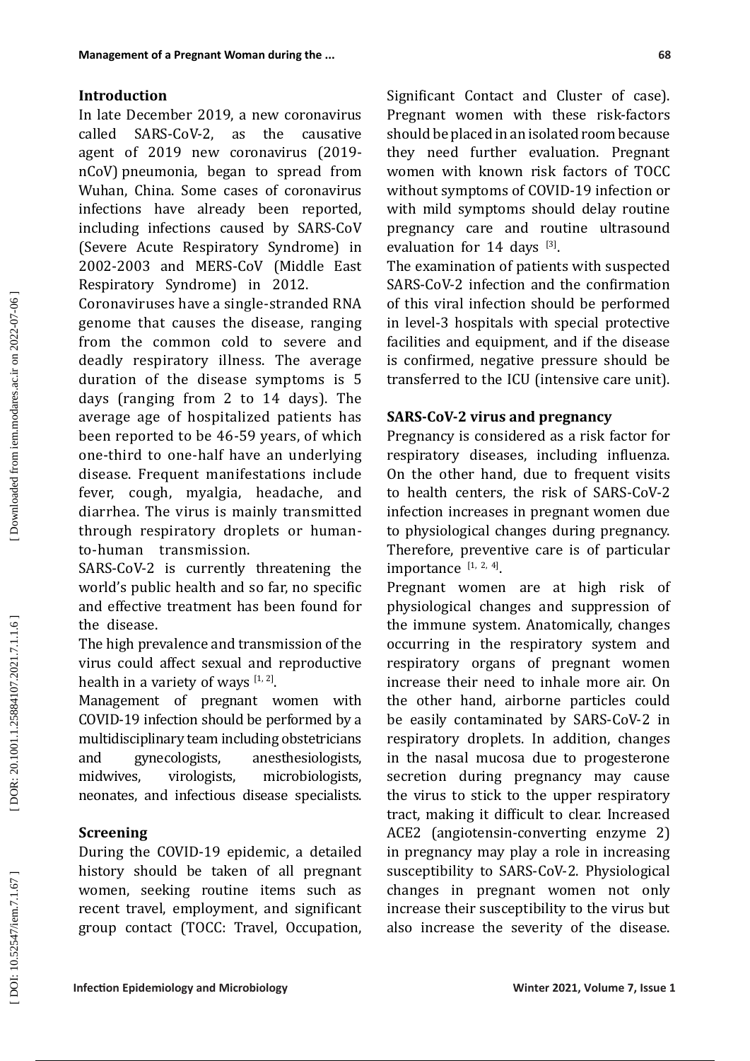## Introduction

In late December 2019, a new coronavirus called SARS-CoV-2, as the causative agent of 2019 new coronavirus (2019-nCoV) pneumonia, began to spread from Wuhan, China. Some cases of coronavirus infections have already been reported, including infections caused by SARS-CoV (Severe Acute Respiratory Syndrome) in 2002-2003 and MERS-CoV (Middle East Respiratory Syndrome) in 2012.

Coronaviruses have a single-stranded RNA genome that causes the disease, ranging from the common cold to severe and deadly respiratory illness. The average duration of the disease symptoms is 5 days (ranging from 2 to 14 days). The average age of hospitalized patients has been reported to be 46-59 years, of which one-third to one-half have an underlying disease. Frequent manifestations include fever, cough, myalgia, headache, and diarrhea. The virus is mainly transmitted through respiratory droplets or human-to-human transmission.

SARS-CoV-2 is currently threatening the world's public health and so far, no specific and effective treatment has been found for the disease.

The high prevalence and transmission of the virus could affect sexual and reproductive health in a variety of ways [1, 2].

Management of pregnant women with COVID-19 infection should be performed by a multidisciplinary team including obstetricians and gynecologists, anesthesiologists, midwives, virologists, microbiologists, neonates, and infectious disease specialists.

## Screening

During the COVID-19 epidemic, a detailed history should be taken of all pregnant women, seeking routine items such as recent travel, employment, and significant group contact (TOCC: Travel, Occupation, Significant Contact and Cluster of case). Pregnant women with these risk-factors should be placed in an isolated room because they need further evaluation. Pregnant women with known risk factors of TOCC without symptoms of COVID-19 infection or with mild symptoms should delay routine pregnancy care and routine ultrasound evaluation for 14 days [3].

The examination of patients with suspected SARS-CoV-2 infection and the confirmation of this viral infection should be performed in level-3 hospitals with special protective facilities and equipment, and if the disease is confirmed, negative pressure should be transferred to the ICU (intensive care unit).

## SARS-CoV-2 virus and pregnancy

Pregnancy is considered as a risk factor for respiratory diseases, including influenza. On the other hand, due to frequent visits to health centers, the risk of SARS-CoV-2 infection increases in pregnant women due to physiological changes during pregnancy. Therefore, preventive care is of particular importance [1, 2, 4].

Pregnant women are at high risk of physiological changes and suppression of the immune system. Anatomically, changes occurring in the respiratory system and respiratory organs of pregnant women increase their need to inhale more air. On the other hand, airborne particles could be easily contaminated by SARS-CoV-2 in respiratory droplets. In addition, changes in the nasal mucosa due to progesterone secretion during pregnancy may cause the virus to stick to the upper respiratory tract, making it difficult to clear. Increased ACE2 (angiotensin-converting enzyme 2) in pregnancy may play a role in increasing susceptibility to SARS-CoV-2. Physiological changes in pregnant women not only increase their susceptibility to the virus but also increase the severity of the disease.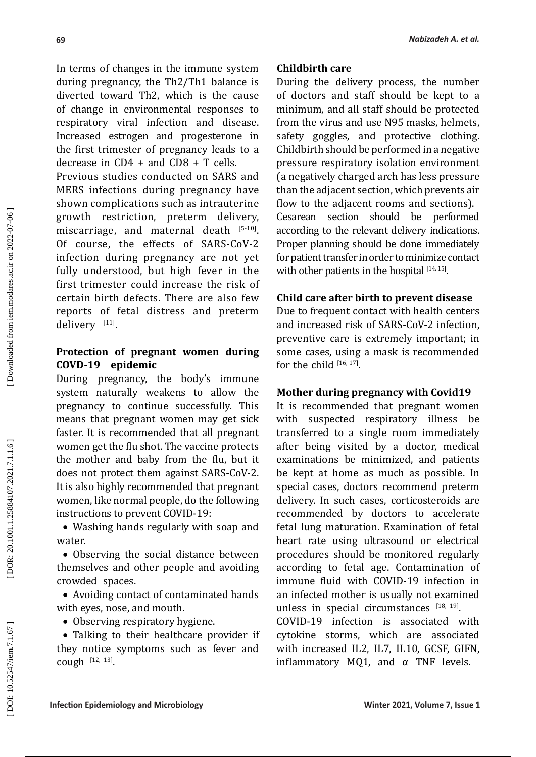In terms of changes in the immune system during pregnancy, the Th2/Th1 balance is diverted toward Th2, which is the cause of change in environmental responses to respiratory viral infection and disease. Increased estrogen and progesterone in the first trimester of pregnancy leads to a decrease in CD4 + and CD8 + T cells.

Previous studies conducted on SARS and MERS infections during pregnancy have shown complications such as intrauterine growth restriction, preterm delivery, miscarriage, and maternal death [5-10]. Of course, the effects of SARS-CoV-2 infection during pregnancy are not yet fully understood, but high fever in the first trimester could increase the risk of certain birth defects. There are also few reports of fetal distress and preterm delivery [11].

## Protection of pregnant women during COVD-19 epidemic

During pregnancy, the body's immune system naturally weakens to allow the pregnancy to continue successfully. This means that pregnant women may get sick faster. It is recommended that all pregnant women get the flu shot. The vaccine protects the mother and baby from the flu, but it does not protect them against SARS-CoV-2. It is also highly recommended that pregnant women, like normal people, do the following instructions to prevent COVID-19:

- Washing hands regularly with soap and water.
- Observing the social distance between themselves and other people and avoiding crowded spaces.
- Avoiding contact of contaminated hands with eyes, nose, and mouth.
- Observing respiratory hygiene.
- Talking to their healthcare provider if they notice symptoms such as fever and cough [12, 13].

## Childbirth care

During the delivery process, the number of doctors and staff should be kept to a minimum, and all staff should be protected from the virus and use N95 masks, helmets, safety goggles, and protective clothing. Childbirth should be performed in a negative pressure respiratory isolation environment (a negatively charged arch has less pressure than the adjacent section, which prevents air flow to the adjacent rooms and sections).

Cesarean section should be performed according to the relevant delivery indications. Proper planning should be done immediately for patient transfer in order to minimize contact with other patients in the hospital [14, 15].

## Child care after birth to prevent disease

Due to frequent contact with health centers and increased risk of SARS-CoV-2 infection, preventive care is extremely important; in some cases, using a mask is recommended for the child [16, 17].

## Mother during pregnancy with Covid19

It is recommended that pregnant women with suspected respiratory illness be transferred to a single room immediately after being visited by a doctor, medical examinations be minimized, and patients be kept at home as much as possible. In special cases, doctors recommend preterm delivery. In such cases, corticosteroids are recommended by doctors to accelerate fetal lung maturation. Examination of fetal heart rate using ultrasound or electrical procedures should be monitored regularly according to fetal age. Contamination of immune fluid with COVID-19 infection in an infected mother is usually not examined unless in special circumstances [18, 19].

COVID-19 infection is associated with cytokine storms, which are associated with increased IL2, IL7, IL10, GCSF, GIFN, inflammatory MQ1, and α TNF levels.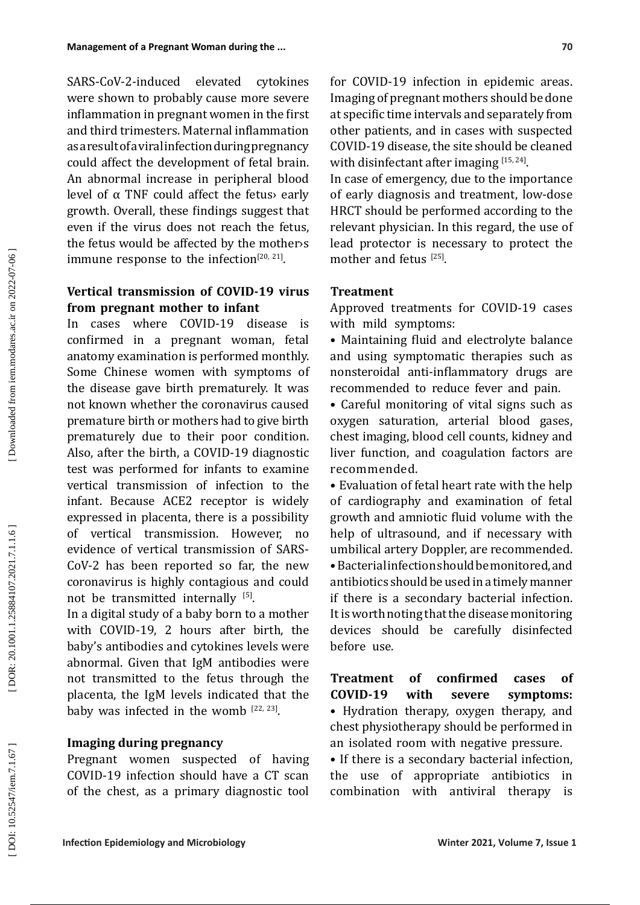SARS-CoV-2-induced elevated cytokines were shown to probably cause more severe inflammation in pregnant women in the first and third trimesters. Maternal inflammation as a result of a viral infection during pregnancy could affect the development of fetal brain. An abnormal increase in peripheral blood level of α TNF could affect the fetus› early growth. Overall, these findings suggest that even if the virus does not reach the fetus, the fetus would be affected by the mother›s immune response to the infection[20, 21].

### Vertical transmission of COVID-19 virus from pregnant mother to infant

In cases where COVID-19 disease is confirmed in a pregnant woman, fetal anatomy examination is performed monthly. Some Chinese women with symptoms of the disease gave birth prematurely. It was not known whether the coronavirus caused premature birth or mothers had to give birth prematurely due to their poor condition. Also, after the birth, a COVID-19 diagnostic test was performed for infants to examine vertical transmission of infection to the infant. Because ACE2 receptor is widely expressed in placenta, there is a possibility of vertical transmission. However, no evidence of vertical transmission of SARS-CoV-2 has been reported so far, the new coronavirus is highly contagious and could not be transmitted internally [5].

In a digital study of a baby born to a mother with COVID-19, 2 hours after birth, the baby's antibodies and cytokines levels were abnormal. Given that IgM antibodies were not transmitted to the fetus through the placenta, the IgM levels indicated that the baby was infected in the womb [22, 23].

### Imaging during pregnancy

Pregnant women suspected of having COVID-19 infection should have a CT scan of the chest, as a primary diagnostic tool for COVID-19 infection in epidemic areas. Imaging of pregnant mothers should be done at specific time intervals and separately from other patients, and in cases with suspected COVID-19 disease, the site should be cleaned with disinfectant after imaging [15, 24].

In case of emergency, due to the importance of early diagnosis and treatment, low-dose HRCT should be performed according to the relevant physician. In this regard, the use of lead protector is necessary to protect the mother and fetus [25].

### Treatment

Approved treatments for COVID-19 cases with mild symptoms:

- Maintaining fluid and electrolyte balance and using symptomatic therapies such as nonsteroidal anti-inflammatory drugs are recommended to reduce fever and pain.
- Careful monitoring of vital signs such as oxygen saturation, arterial blood gases, chest imaging, blood cell counts, kidney and liver function, and coagulation factors are recommended.
- Evaluation of fetal heart rate with the help of cardiography and examination of fetal growth and amniotic fluid volume with the help of ultrasound, and if necessary with umbilical artery Doppler, are recommended.
- Bacterial infection should be monitored, and antibiotics should be used in a timely manner if there is a secondary bacterial infection. It is worth noting that the disease monitoring devices should be carefully disinfected before use.

**Treatment of confirmed cases of COVID-19 with severe symptoms:**

- Hydration therapy, oxygen therapy, and chest physiotherapy should be performed in an isolated room with negative pressure.
- If there is a secondary bacterial infection, the use of appropriate antibiotics in combination with antiviral therapy is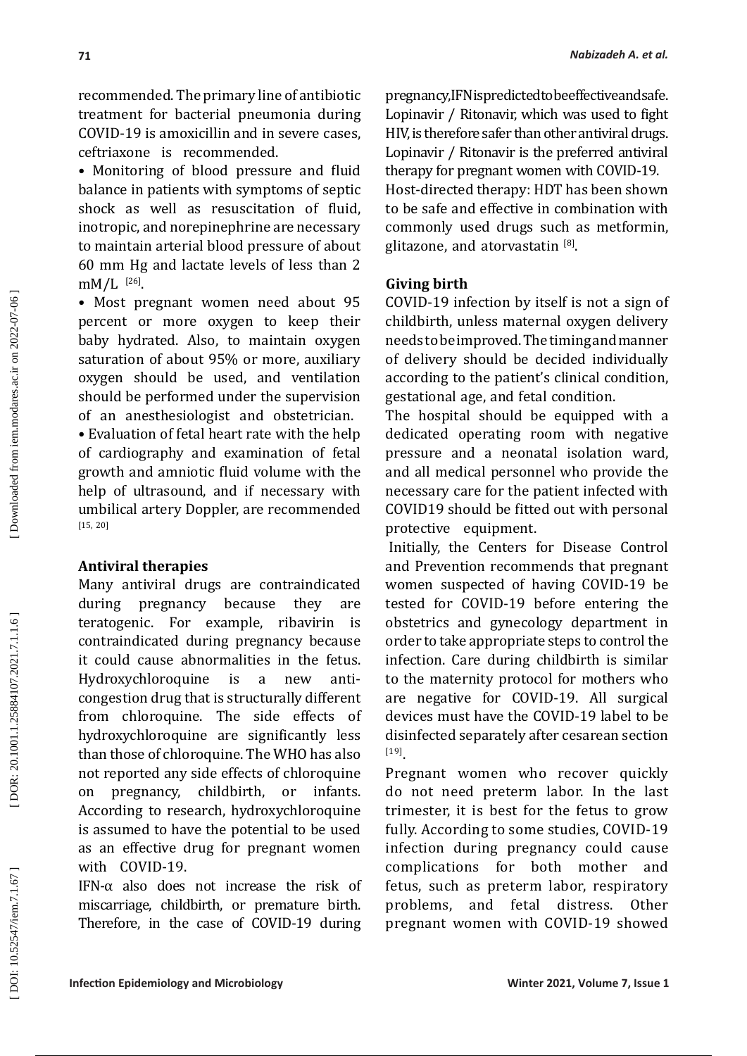recommended. The primary line of antibiotic treatment for bacterial pneumonia during COVID-19 is amoxicillin and in severe cases, ceftriaxone is recommended.

• Monitoring of blood pressure and fluid balance in patients with symptoms of septic shock as well as resuscitation of fluid, inotropic, and norepinephrine are necessary to maintain arterial blood pressure of about 60 mm Hg and lactate levels of less than 2 mM/L [26].

• Most pregnant women need about 95 percent or more oxygen to keep their baby hydrated. Also, to maintain oxygen saturation of about 95% or more, auxiliary oxygen should be used, and ventilation should be performed under the supervision of an anesthesiologist and obstetrician.

• Evaluation of fetal heart rate with the help of cardiography and examination of fetal growth and amniotic fluid volume with the help of ultrasound, and if necessary with umbilical artery Doppler, are recommended [15, 20]

## Antiviral therapies

Many antiviral drugs are contraindicated during pregnancy because they are teratogenic. For example, ribavirin is contraindicated during pregnancy because it could cause abnormalities in the fetus. Hydroxychloroquine is a new anti-congestion drug that is structurally different from chloroquine. The side effects of hydroxychloroquine are significantly less than those of chloroquine. The WHO has also not reported any side effects of chloroquine on pregnancy, childbirth, or infants. According to research, hydroxychloroquine is assumed to have the potential to be used as an effective drug for pregnant women with COVID-19.

IFN-α also does not increase the risk of miscarriage, childbirth, or premature birth. Therefore, in the case of COVID-19 during pregnancy, IFN is predicted to be effective and safe. Lopinavir / Ritonavir, which was used to fight HIV, is therefore safer than other antiviral drugs. Lopinavir / Ritonavir is the preferred antiviral therapy for pregnant women with COVID-19.

Host-directed therapy: HDT has been shown to be safe and effective in combination with commonly used drugs such as metformin, glitazone, and atorvastatin [8].

## Giving birth

COVID-19 infection by itself is not a sign of childbirth, unless maternal oxygen delivery needs to be improved. The timing and manner of delivery should be decided individually according to the patient's clinical condition, gestational age, and fetal condition.

The hospital should be equipped with a dedicated operating room with negative pressure and a neonatal isolation ward, and all medical personnel who provide the necessary care for the patient infected with COVID19 should be fitted out with personal protective equipment.

Initially, the Centers for Disease Control and Prevention recommends that pregnant women suspected of having COVID-19 be tested for COVID-19 before entering the obstetrics and gynecology department in order to take appropriate steps to control the infection. Care during childbirth is similar to the maternity protocol for mothers who are negative for COVID-19. All surgical devices must have the COVID-19 label to be disinfected separately after cesarean section [19].

Pregnant women who recover quickly do not need preterm labor. In the last trimester, it is best for the fetus to grow fully. According to some studies, COVID-19 infection during pregnancy could cause complications for both mother and fetus, such as preterm labor, respiratory problems, and fetal distress. Other pregnant women with COVID-19 showed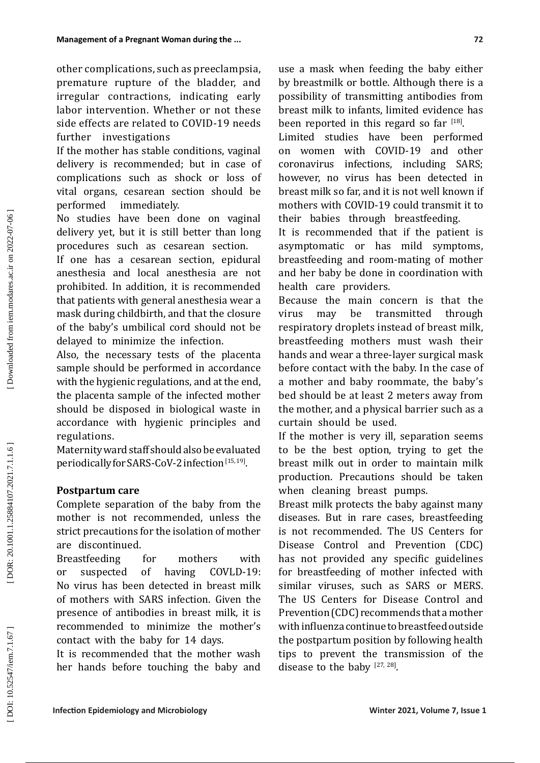other complications, such as preeclampsia, premature rupture of the bladder, and irregular contractions, indicating early labor intervention. Whether or not these side effects are related to COVID-19 needs further investigations

If the mother has stable conditions, vaginal delivery is recommended; but in case of complications such as shock or loss of vital organs, cesarean section should be performed immediately.

No studies have been done on vaginal delivery yet, but it is still better than long procedures such as cesarean section.

If one has a cesarean section, epidural anesthesia and local anesthesia are not prohibited. In addition, it is recommended that patients with general anesthesia wear a mask during childbirth, and that the closure of the baby's umbilical cord should not be delayed to minimize the infection.

Also, the necessary tests of the placenta sample should be performed in accordance with the hygienic regulations, and at the end, the placenta sample of the infected mother should be disposed in biological waste in accordance with hygienic principles and regulations.

Maternity ward staff should also be evaluated periodically for SARS-CoV-2 infection [15, 19].

### Postpartum care

Complete separation of the baby from the mother is not recommended, unless the strict precautions for the isolation of mother are discontinued.

Breastfeeding for mothers with or suspected of having COVLD-19: No virus has been detected in breast milk of mothers with SARS infection. Given the presence of antibodies in breast milk, it is recommended to minimize the mother's contact with the baby for 14 days.

It is recommended that the mother wash her hands before touching the baby and use a mask when feeding the baby either by breastmilk or bottle. Although there is a possibility of transmitting antibodies from breast milk to infants, limited evidence has been reported in this regard so far [18].

Limited studies have been performed on women with COVID-19 and other coronavirus infections, including SARS; however, no virus has been detected in breast milk so far, and it is not well known if mothers with COVID-19 could transmit it to their babies through breastfeeding.

It is recommended that if the patient is asymptomatic or has mild symptoms, breastfeeding and room-mating of mother and her baby be done in coordination with health care providers.

Because the main concern is that the virus may be transmitted through respiratory droplets instead of breast milk, breastfeeding mothers must wash their hands and wear a three-layer surgical mask before contact with the baby. In the case of a mother and baby roommate, the baby's bed should be at least 2 meters away from the mother, and a physical barrier such as a curtain should be used.

If the mother is very ill, separation seems to be the best option, trying to get the breast milk out in order to maintain milk production. Precautions should be taken when cleaning breast pumps.

Breast milk protects the baby against many diseases. But in rare cases, breastfeeding is not recommended. The US Centers for Disease Control and Prevention (CDC) has not provided any specific guidelines for breastfeeding of mother infected with similar viruses, such as SARS or MERS. The US Centers for Disease Control and Prevention (CDC) recommends that a mother with influenza continue to breastfeed outside the postpartum position by following health tips to prevent the transmission of the disease to the baby [27, 28].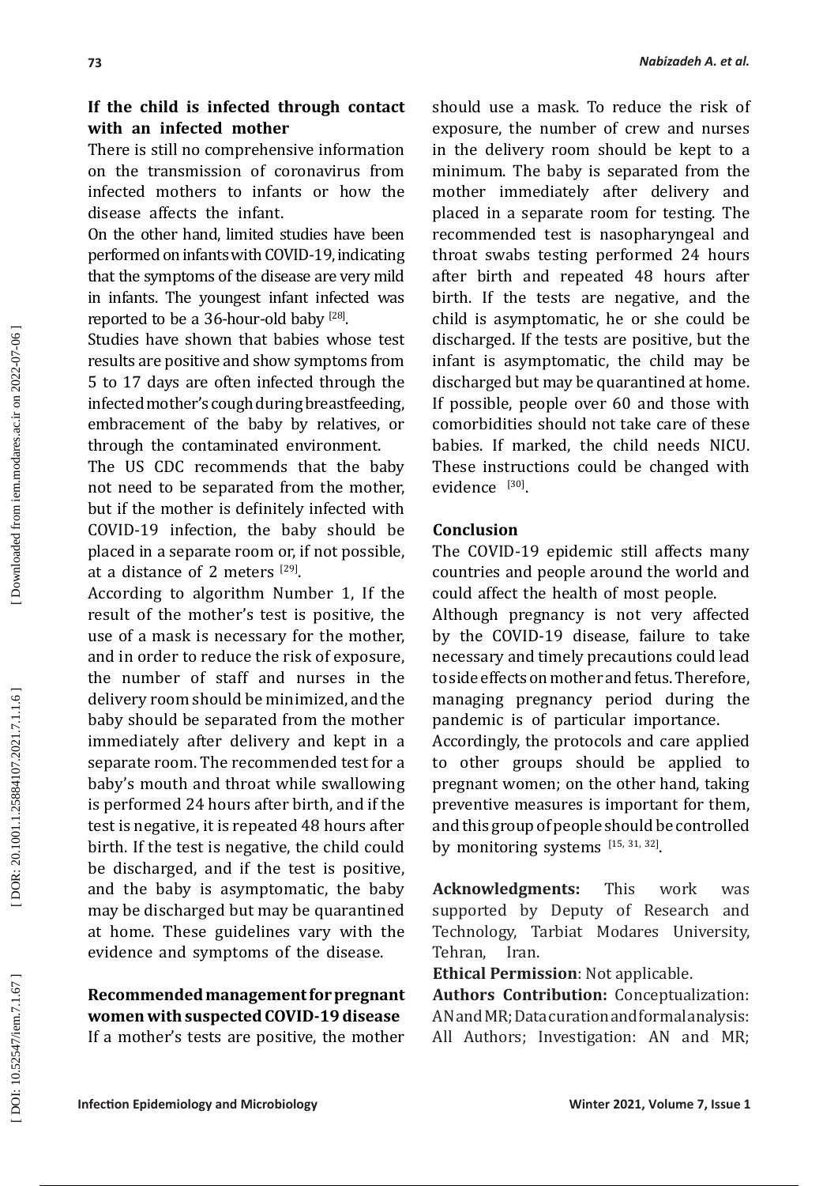### If the child is infected through contact with an infected mother

There is still no comprehensive information on the transmission of coronavirus from infected mothers to infants or how the disease affects the infant.

On the other hand, limited studies have been performed on infants with COVID-19, indicating that the symptoms of the disease are very mild in infants. The youngest infant infected was reported to be a 36-hour-old baby [28].

Studies have shown that babies whose test results are positive and show symptoms from 5 to 17 days are often infected through the infected mother's cough during breastfeeding, embracement of the baby by relatives, or through the contaminated environment.

The US CDC recommends that the baby not need to be separated from the mother, but if the mother is definitely infected with COVID-19 infection, the baby should be placed in a separate room or, if not possible, at a distance of 2 meters [29].

According to algorithm Number 1, If the result of the mother's test is positive, the use of a mask is necessary for the mother, and in order to reduce the risk of exposure, the number of staff and nurses in the delivery room should be minimized, and the baby should be separated from the mother immediately after delivery and kept in a separate room. The recommended test for a baby's mouth and throat while swallowing is performed 24 hours after birth, and if the test is negative, it is repeated 48 hours after birth. If the test is negative, the child could be discharged, and if the test is positive, and the baby is asymptomatic, the baby may be discharged but may be quarantined at home. These guidelines vary with the evidence and symptoms of the disease.

### Recommended management for pregnant women with suspected COVID-19 disease

If a mother's tests are positive, the mother should use a mask. To reduce the risk of exposure, the number of crew and nurses in the delivery room should be kept to a minimum. The baby is separated from the mother immediately after delivery and placed in a separate room for testing. The recommended test is nasopharyngeal and throat swabs testing performed 24 hours after birth and repeated 48 hours after birth. If the tests are negative, and the child is asymptomatic, he or she could be discharged. If the tests are positive, but the infant is asymptomatic, the child may be discharged but may be quarantined at home. If possible, people over 60 and those with comorbidities should not take care of these babies. If marked, the child needs NICU. These instructions could be changed with evidence [30].

## Conclusion

The COVID-19 epidemic still affects many countries and people around the world and could affect the health of most people.

Although pregnancy is not very affected by the COVID-19 disease, failure to take necessary and timely precautions could lead to side effects on mother and fetus. Therefore, managing pregnancy period during the pandemic is of particular importance.

Accordingly, the protocols and care applied to other groups should be applied to pregnant women; on the other hand, taking preventive measures is important for them, and this group of people should be controlled by monitoring systems [15, 31, 32].

**Acknowledgments:** This work was supported by Deputy of Research and Technology, Tarbiat Modares University, Tehran, Iran.

**Ethical Permission**: Not applicable.

**Authors Contribution:** Conceptualization: AN and MR; Data curation and formal analysis: All Authors; Investigation: AN and MR;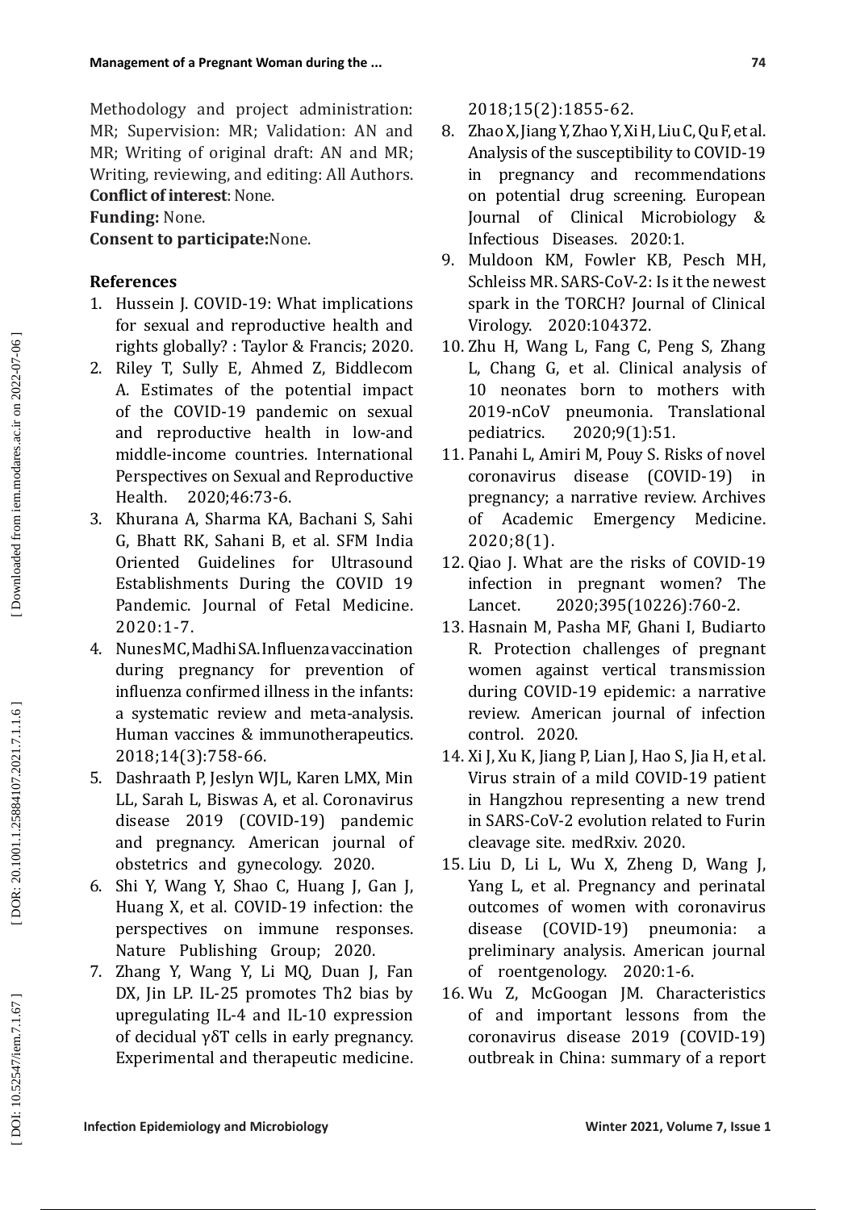Methodology and project administration: MR; Supervision: MR; Validation: AN and MR; Writing of original draft: AN and MR; Writing, reviewing, and editing: All Authors.

**Conflict of interest**: None.

**Funding:** None.

**Consent to participate:**None.

### References

1. Hussein J. COVID-19: What implications for sexual and reproductive health and rights globally? : Taylor & Francis; 2020.
2. Riley T, Sully E, Ahmed Z, Biddlecom A. Estimates of the potential impact of the COVID-19 pandemic on sexual and reproductive health in low-and middle-income countries. International Perspectives on Sexual and Reproductive Health. 2020;46:73-6.
3. Khurana A, Sharma KA, Bachani S, Sahi G, Bhatt RK, Sahani B, et al. SFM India Oriented Guidelines for Ultrasound Establishments During the COVID 19 Pandemic. Journal of Fetal Medicine. 2020:1-7.
4. Nunes MC, Madhi SA. Influenza vaccination during pregnancy for prevention of influenza confirmed illness in the infants: a systematic review and meta-analysis. Human vaccines & immunotherapeutics. 2018;14(3):758-66.
5. Dashraath P, Jeslyn WJL, Karen LMX, Min LL, Sarah L, Biswas A, et al. Coronavirus disease 2019 (COVID-19) pandemic and pregnancy. American journal of obstetrics and gynecology. 2020.
6. Shi Y, Wang Y, Shao C, Huang J, Gan J, Huang X, et al. COVID-19 infection: the perspectives on immune responses. Nature Publishing Group; 2020.
7. Zhang Y, Wang Y, Li MQ, Duan J, Fan DX, Jin LP. IL-25 promotes Th2 bias by upregulating IL-4 and IL-10 expression of decidual γδT cells in early pregnancy. Experimental and therapeutic medicine. 2018;15(2):1855-62.
8. Zhao X, Jiang Y, Zhao Y, Xi H, Liu C, Qu F, et al. Analysis of the susceptibility to COVID-19 in pregnancy and recommendations on potential drug screening. European Journal of Clinical Microbiology & Infectious Diseases. 2020:1.
9. Muldoon KM, Fowler KB, Pesch MH, Schleiss MR. SARS-CoV-2: Is it the newest spark in the TORCH? Journal of Clinical Virology. 2020:104372.
10. Zhu H, Wang L, Fang C, Peng S, Zhang L, Chang G, et al. Clinical analysis of 10 neonates born to mothers with 2019-nCoV pneumonia. Translational pediatrics. 2020;9(1):51.
11. Panahi L, Amiri M, Pouy S. Risks of novel coronavirus disease (COVID-19) in pregnancy; a narrative review. Archives of Academic Emergency Medicine. 2020;8(1).
12. Qiao J. What are the risks of COVID-19 infection in pregnant women? The Lancet. 2020;395(10226):760-2.
13. Hasnain M, Pasha MF, Ghani I, Budiarto R. Protection challenges of pregnant women against vertical transmission during COVID-19 epidemic: a narrative review. American journal of infection control. 2020.
14. Xi J, Xu K, Jiang P, Lian J, Hao S, Jia H, et al. Virus strain of a mild COVID-19 patient in Hangzhou representing a new trend in SARS-CoV-2 evolution related to Furin cleavage site. medRxiv. 2020.
15. Liu D, Li L, Wu X, Zheng D, Wang J, Yang L, et al. Pregnancy and perinatal outcomes of women with coronavirus disease (COVID-19) pneumonia: a preliminary analysis. American journal of roentgenology. 2020:1-6.
16. Wu Z, McGoogan JM. Characteristics of and important lessons from the coronavirus disease 2019 (COVID-19) outbreak in China: summary of a report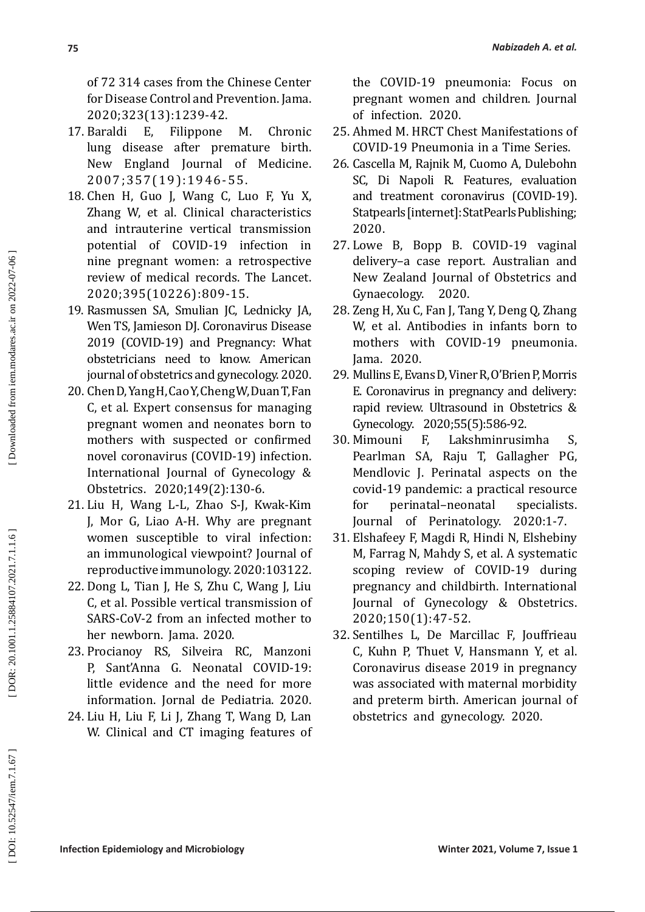of 72 314 cases from the Chinese Center for Disease Control and Prevention. Jama. 2020;323(13):1239-42.

17. Baraldi E, Filippone M. Chronic lung disease after premature birth. New England Journal of Medicine. 2007;357(19):1946-55.
18. Chen H, Guo J, Wang C, Luo F, Yu X, Zhang W, et al. Clinical characteristics and intrauterine vertical transmission potential of COVID-19 infection in nine pregnant women: a retrospective review of medical records. The Lancet. 2020;395(10226):809-15.
19. Rasmussen SA, Smulian JC, Lednicky JA, Wen TS, Jamieson DJ. Coronavirus Disease 2019 (COVID-19) and Pregnancy: What obstetricians need to know. American journal of obstetrics and gynecology. 2020.
20. Chen D, Yang H, Cao Y, Cheng W, Duan T, Fan C, et al. Expert consensus for managing pregnant women and neonates born to mothers with suspected or confirmed novel coronavirus (COVID-19) infection. International Journal of Gynecology & Obstetrics. 2020;149(2):130-6.
21. Liu H, Wang L-L, Zhao S-J, Kwak-Kim J, Mor G, Liao A-H. Why are pregnant women susceptible to viral infection: an immunological viewpoint? Journal of reproductive immunology. 2020:103122.
22. Dong L, Tian J, He S, Zhu C, Wang J, Liu C, et al. Possible vertical transmission of SARS-CoV-2 from an infected mother to her newborn. Jama. 2020.
23. Procianoy RS, Silveira RC, Manzoni P, Sant'Anna G. Neonatal COVID-19: little evidence and the need for more information. Jornal de Pediatria. 2020.
24. Liu H, Liu F, Li J, Zhang T, Wang D, Lan W. Clinical and CT imaging features of the COVID-19 pneumonia: Focus on pregnant women and children. Journal of infection. 2020.
25. Ahmed M. HRCT Chest Manifestations of COVID-19 Pneumonia in a Time Series.
26. Cascella M, Rajnik M, Cuomo A, Dulebohn SC, Di Napoli R. Features, evaluation and treatment coronavirus (COVID-19). Statpearls [internet]: StatPearls Publishing; 2020.
27. Lowe B, Bopp B. COVID-19 vaginal delivery–a case report. Australian and New Zealand Journal of Obstetrics and Gynaecology. 2020.
28. Zeng H, Xu C, Fan J, Tang Y, Deng Q, Zhang W, et al. Antibodies in infants born to mothers with COVID-19 pneumonia. Jama. 2020.
29. Mullins E, Evans D, Viner R, O'Brien P, Morris E. Coronavirus in pregnancy and delivery: rapid review. Ultrasound in Obstetrics & Gynecology. 2020;55(5):586-92.
30. Mimouni F, Lakshminrusimha S, Pearlman SA, Raju T, Gallagher PG, Mendlovic J. Perinatal aspects on the covid-19 pandemic: a practical resource for perinatal–neonatal specialists. Journal of Perinatology. 2020:1-7.
31. Elshafeey F, Magdi R, Hindi N, Elshebiny M, Farrag N, Mahdy S, et al. A systematic scoping review of COVID-19 during pregnancy and childbirth. International Journal of Gynecology & Obstetrics. 2020;150(1):47-52.
32. Sentilhes L, De Marcillac F, Jouffrieau C, Kuhn P, Thuet V, Hansmann Y, et al. Coronavirus disease 2019 in pregnancy was associated with maternal morbidity and preterm birth. American journal of obstetrics and gynecology. 2020.